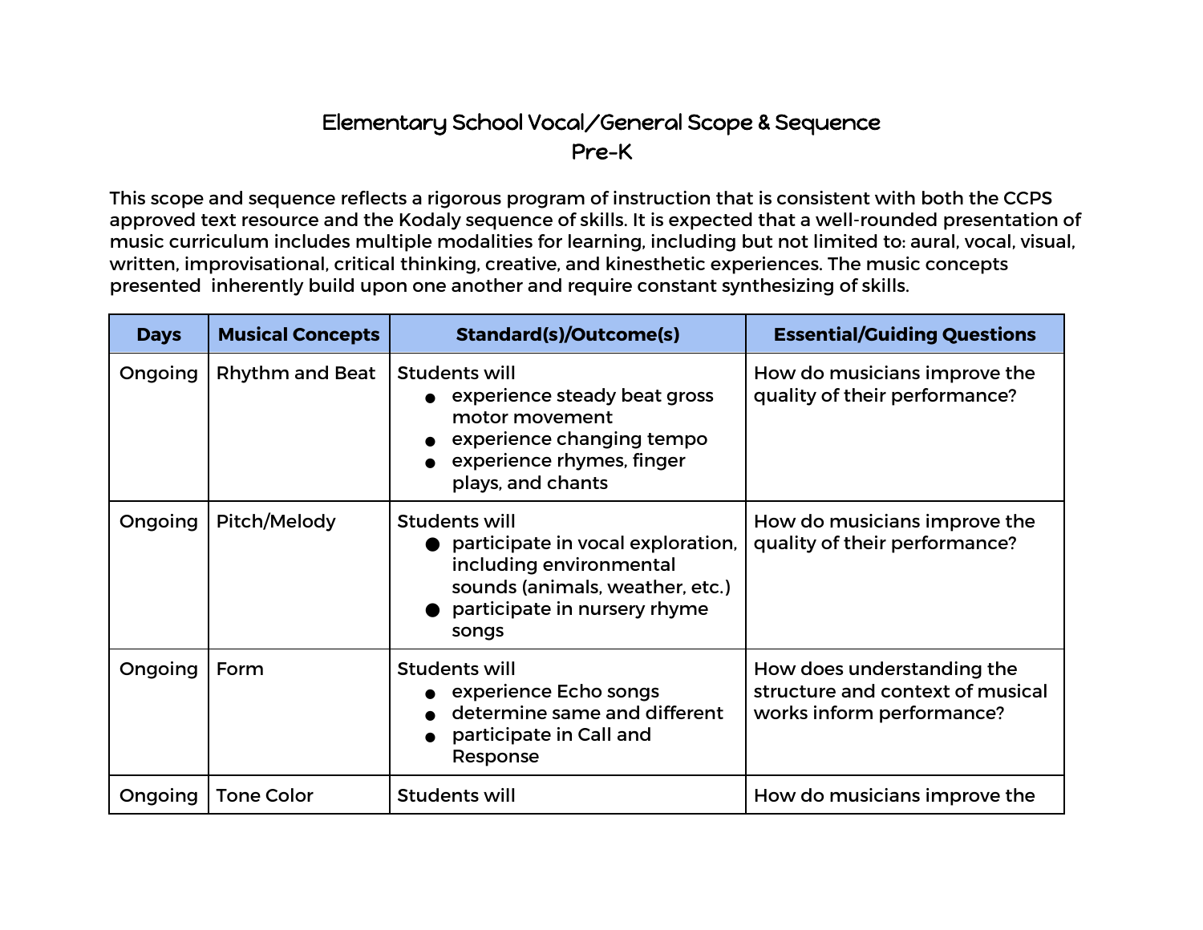# Elementary School Vocal/General Scope & Sequence
## Pre-K

This scope and sequence reflects a rigorous program of instruction that is consistent with both the CCPS approved text resource and the Kodaly sequence of skills. It is expected that a well-rounded presentation of music curriculum includes multiple modalities for learning, including but not limited to: aural, vocal, visual, written, improvisational, critical thinking, creative, and kinesthetic experiences. The music concepts presented inherently build upon one another and require constant synthesizing of skills.

| Days | Musical Concepts | Standard(s)/Outcome(s) | Essential/Guiding Questions |
|---|---|---|---|
| Ongoing | Rhythm and Beat | Students will<br>• experience steady beat gross motor movement<br>• experience changing tempo<br>• experience rhymes, finger plays, and chants | How do musicians improve the quality of their performance? |
| Ongoing | Pitch/Melody | Students will<br>• participate in vocal exploration, including environmental sounds (animals, weather, etc.)<br>• participate in nursery rhyme songs | How do musicians improve the quality of their performance? |
| Ongoing | Form | Students will<br>• experience Echo songs<br>• determine same and different<br>• participate in Call and Response | How does understanding the structure and context of musical works inform performance? |
| Ongoing | Tone Color | Students will | How do musicians improve the |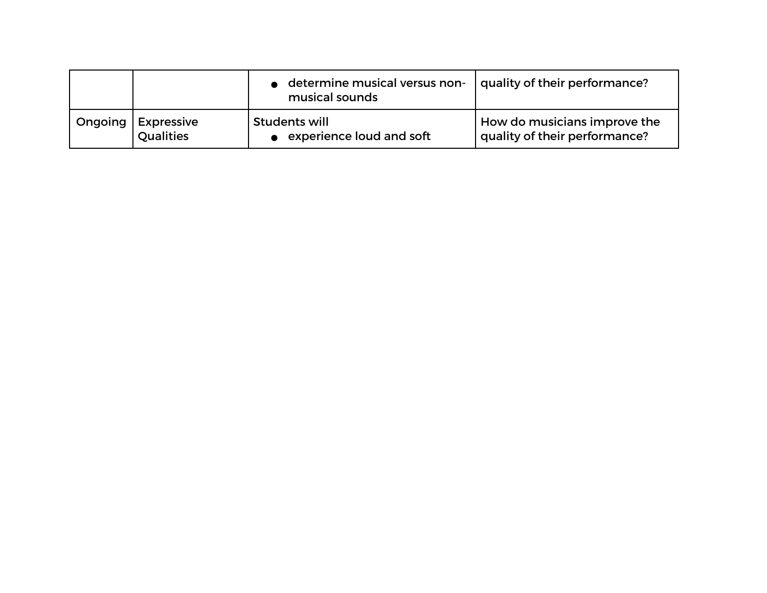| | | | |
|---|---|---|---|
| | | • determine musical versus non-musical sounds | quality of their performance? |
| Ongoing | Expressive Qualities | Students will<br>• experience loud and soft | How do musicians improve the quality of their performance? |